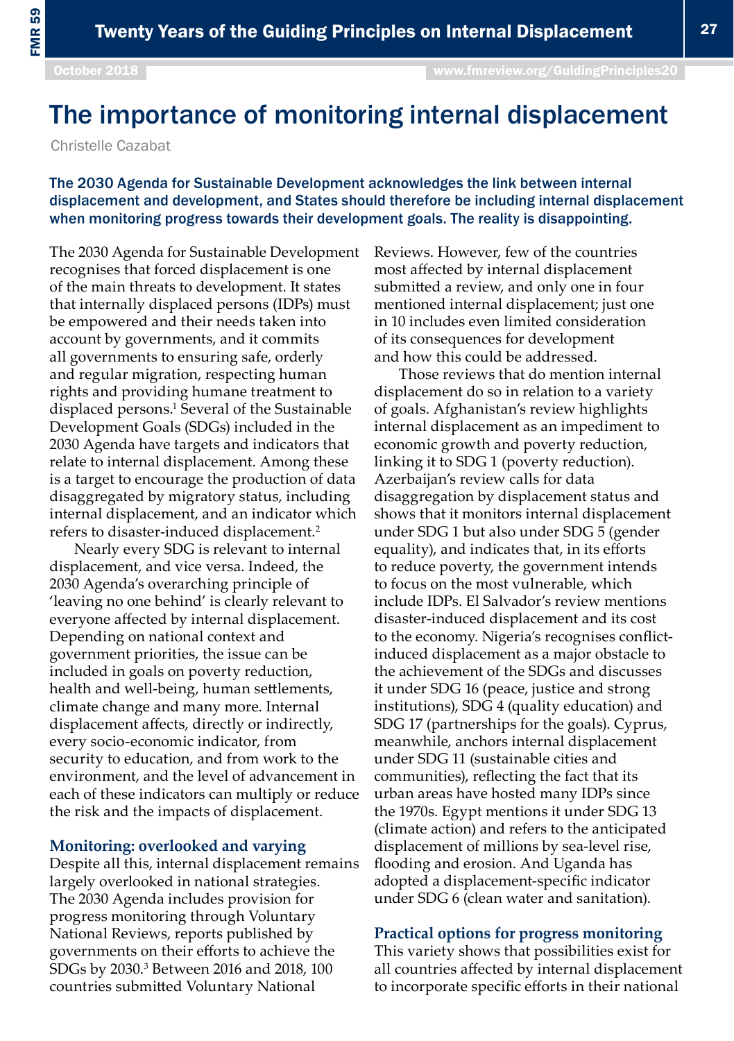# The importance of monitoring internal displacement

Christelle Cazabat

**The 2030 Agenda for Sustainable Development acknowledges the link between internal displacement and development, and States should therefore be including internal displacement when monitoring progress towards their development goals. The reality is disappointing.**

The 2030 Agenda for Sustainable Development recognises that forced displacement is one of the main threats to development. It states that internally displaced persons (IDPs) must be empowered and their needs taken into account by governments, and it commits all governments to ensuring safe, orderly and regular migration, respecting human rights and providing humane treatment to displaced persons.[1] Several of the Sustainable Development Goals (SDGs) included in the 2030 Agenda have targets and indicators that relate to internal displacement. Among these is a target to encourage the production of data disaggregated by migratory status, including internal displacement, and an indicator which refers to disaster-induced displacement.[2]

Nearly every SDG is relevant to internal displacement, and vice versa. Indeed, the 2030 Agenda's overarching principle of 'leaving no one behind' is clearly relevant to everyone affected by internal displacement. Depending on national context and government priorities, the issue can be included in goals on poverty reduction, health and well-being, human settlements, climate change and many more. Internal displacement affects, directly or indirectly, every socio-economic indicator, from security to education, and from work to the environment, and the level of advancement in each of these indicators can multiply or reduce the risk and the impacts of displacement.

## Monitoring: overlooked and varying

Despite all this, internal displacement remains largely overlooked in national strategies. The 2030 Agenda includes provision for progress monitoring through Voluntary National Reviews, reports published by governments on their efforts to achieve the SDGs by 2030.[3] Between 2016 and 2018, 100 countries submitted Voluntary National Reviews. However, few of the countries most affected by internal displacement submitted a review, and only one in four mentioned internal displacement; just one in 10 includes even limited consideration of its consequences for development and how this could be addressed.

Those reviews that do mention internal displacement do so in relation to a variety of goals. Afghanistan's review highlights internal displacement as an impediment to economic growth and poverty reduction, linking it to SDG 1 (poverty reduction). Azerbaijan's review calls for data disaggregation by displacement status and shows that it monitors internal displacement under SDG 1 but also under SDG 5 (gender equality), and indicates that, in its efforts to reduce poverty, the government intends to focus on the most vulnerable, which include IDPs. El Salvador's review mentions disaster-induced displacement and its cost to the economy. Nigeria's recognises conflict-induced displacement as a major obstacle to the achievement of the SDGs and discusses it under SDG 16 (peace, justice and strong institutions), SDG 4 (quality education) and SDG 17 (partnerships for the goals). Cyprus, meanwhile, anchors internal displacement under SDG 11 (sustainable cities and communities), reflecting the fact that its urban areas have hosted many IDPs since the 1970s. Egypt mentions it under SDG 13 (climate action) and refers to the anticipated displacement of millions by sea-level rise, flooding and erosion. And Uganda has adopted a displacement-specific indicator under SDG 6 (clean water and sanitation).

## Practical options for progress monitoring

This variety shows that possibilities exist for all countries affected by internal displacement to incorporate specific efforts in their national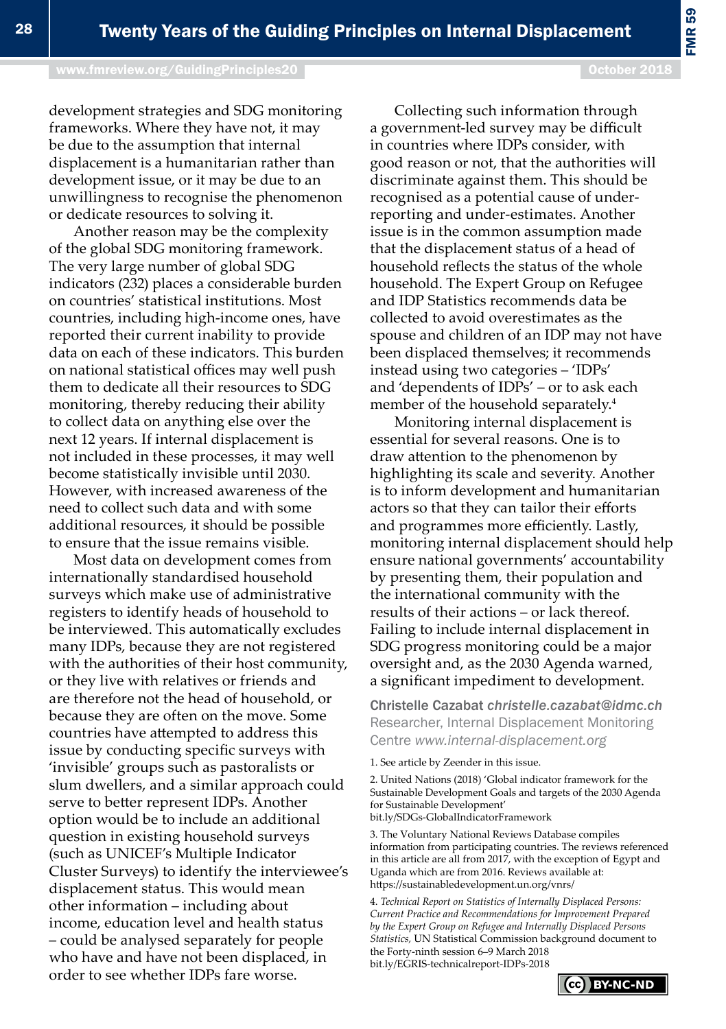development strategies and SDG monitoring frameworks. Where they have not, it may be due to the assumption that internal displacement is a humanitarian rather than development issue, or it may be due to an unwillingness to recognise the phenomenon or dedicate resources to solving it.

Another reason may be the complexity of the global SDG monitoring framework. The very large number of global SDG indicators (232) places a considerable burden on countries' statistical institutions. Most countries, including high-income ones, have reported their current inability to provide data on each of these indicators. This burden on national statistical offices may well push them to dedicate all their resources to SDG monitoring, thereby reducing their ability to collect data on anything else over the next 12 years. If internal displacement is not included in these processes, it may well become statistically invisible until 2030. However, with increased awareness of the need to collect such data and with some additional resources, it should be possible to ensure that the issue remains visible.

Most data on development comes from internationally standardised household surveys which make use of administrative registers to identify heads of household to be interviewed. This automatically excludes many IDPs, because they are not registered with the authorities of their host community, or they live with relatives or friends and are therefore not the head of household, or because they are often on the move. Some countries have attempted to address this issue by conducting specific surveys with 'invisible' groups such as pastoralists or slum dwellers, and a similar approach could serve to better represent IDPs. Another option would be to include an additional question in existing household surveys (such as UNICEF's Multiple Indicator Cluster Surveys) to identify the interviewee's displacement status. This would mean other information – including about income, education level and health status – could be analysed separately for people who have and have not been displaced, in order to see whether IDPs fare worse.

Collecting such information through a government-led survey may be difficult in countries where IDPs consider, with good reason or not, that the authorities will discriminate against them. This should be recognised as a potential cause of under-reporting and under-estimates. Another issue is in the common assumption made that the displacement status of a head of household reflects the status of the whole household. The Expert Group on Refugee and IDP Statistics recommends data be collected to avoid overestimates as the spouse and children of an IDP may not have been displaced themselves; it recommends instead using two categories – 'IDPs' and 'dependents of IDPs' – or to ask each member of the household separately.[4]

Monitoring internal displacement is essential for several reasons. One is to draw attention to the phenomenon by highlighting its scale and severity. Another is to inform development and humanitarian actors so that they can tailor their efforts and programmes more efficiently. Lastly, monitoring internal displacement should help ensure national governments' accountability by presenting them, their population and the international community with the results of their actions – or lack thereof. Failing to include internal displacement in SDG progress monitoring could be a major oversight and, as the 2030 Agenda warned, a significant impediment to development.

**Christelle Cazabat** *christelle.cazabat@idmc.ch*
Researcher, Internal Displacement Monitoring Centre *www.internal-displacement.org*

1. See article by Zeender in this issue.

2. United Nations (2018) 'Global indicator framework for the Sustainable Development Goals and targets of the 2030 Agenda for Sustainable Development'
bit.ly/SDGs-GlobalIndicatorFramework

3. The Voluntary National Reviews Database compiles information from participating countries. The reviews referenced in this article are all from 2017, with the exception of Egypt and Uganda which are from 2016. Reviews available at: https://sustainabledevelopment.un.org/vnrs/

4. *Technical Report on Statistics of Internally Displaced Persons: Current Practice and Recommendations for Improvement Prepared by the Expert Group on Refugee and Internally Displaced Persons Statistics,* UN Statistical Commission background document to the Forty-ninth session 6–9 March 2018
bit.ly/EGRIS-technicalreport-IDPs-2018